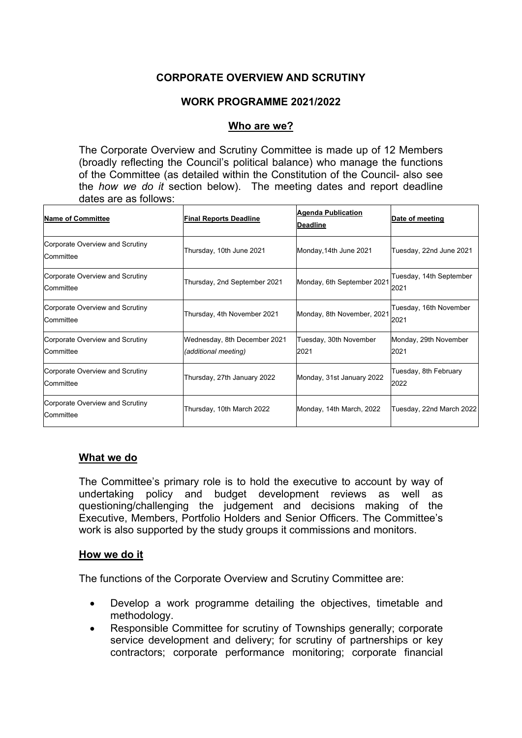## CORPORATE OVERVIEW AND SCRUTINY

## WORK PROGRAMME 2021/2022

### Who are we?

The Corporate Overview and Scrutiny Committee is made up of 12 Members (broadly reflecting the Council's political balance) who manage the functions of the Committee (as detailed within the Constitution of the Council- also see the *how we do it* section below). The meeting dates and report deadline dates are as follows:

| Name of Committee | Final Reports Deadline | Agenda Publication Deadline | Date of meeting |
|---|---|---|---|
| Corporate Overview and Scrutiny Committee | Thursday, 10th June 2021 | Monday,14th June 2021 | Tuesday, 22nd June 2021 |
| Corporate Overview and Scrutiny Committee | Thursday, 2nd September 2021 | Monday, 6th September 2021 | Tuesday, 14th September 2021 |
| Corporate Overview and Scrutiny Committee | Thursday, 4th November 2021 | Monday, 8th November, 2021 | Tuesday, 16th November 2021 |
| Corporate Overview and Scrutiny Committee | Wednesday, 8th December 2021 *(additional meeting)* | Tuesday, 30th November 2021 | Monday, 29th November 2021 |
| Corporate Overview and Scrutiny Committee | Thursday, 27th January 2022 | Monday, 31st January 2022 | Tuesday, 8th February 2022 |
| Corporate Overview and Scrutiny Committee | Thursday, 10th March 2022 | Monday, 14th March, 2022 | Tuesday, 22nd March 2022 |

### What we do

The Committee's primary role is to hold the executive to account by way of undertaking policy and budget development reviews as well as questioning/challenging the judgement and decisions making of the Executive, Members, Portfolio Holders and Senior Officers. The Committee's work is also supported by the study groups it commissions and monitors.

### How we do it

The functions of the Corporate Overview and Scrutiny Committee are:

- Develop a work programme detailing the objectives, timetable and methodology.
- Responsible Committee for scrutiny of Townships generally; corporate service development and delivery; for scrutiny of partnerships or key contractors; corporate performance monitoring; corporate financial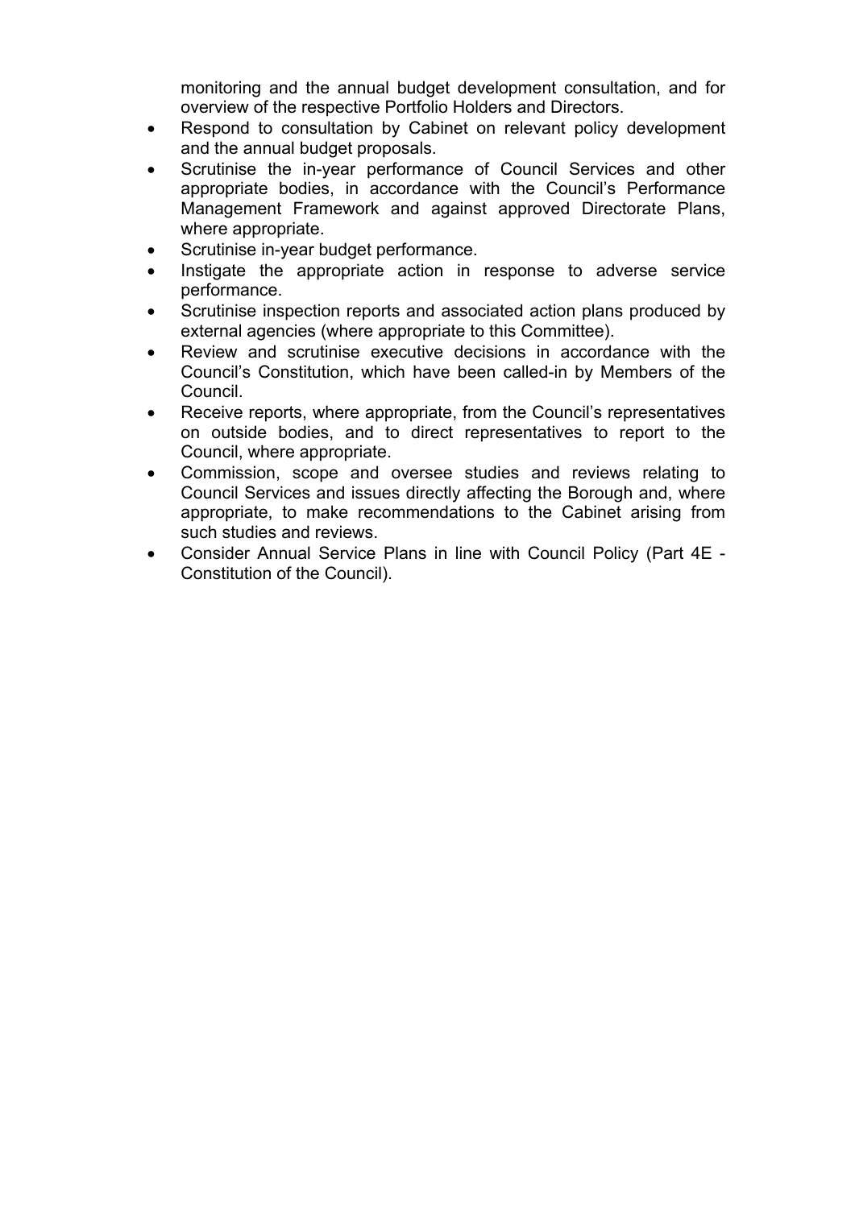monitoring and the annual budget development consultation, and for overview of the respective Portfolio Holders and Directors.

- Respond to consultation by Cabinet on relevant policy development and the annual budget proposals.
- Scrutinise the in-year performance of Council Services and other appropriate bodies, in accordance with the Council's Performance Management Framework and against approved Directorate Plans, where appropriate.
- Scrutinise in-year budget performance.
- Instigate the appropriate action in response to adverse service performance.
- Scrutinise inspection reports and associated action plans produced by external agencies (where appropriate to this Committee).
- Review and scrutinise executive decisions in accordance with the Council's Constitution, which have been called-in by Members of the Council.
- Receive reports, where appropriate, from the Council's representatives on outside bodies, and to direct representatives to report to the Council, where appropriate.
- Commission, scope and oversee studies and reviews relating to Council Services and issues directly affecting the Borough and, where appropriate, to make recommendations to the Cabinet arising from such studies and reviews.
- Consider Annual Service Plans in line with Council Policy (Part 4E - Constitution of the Council).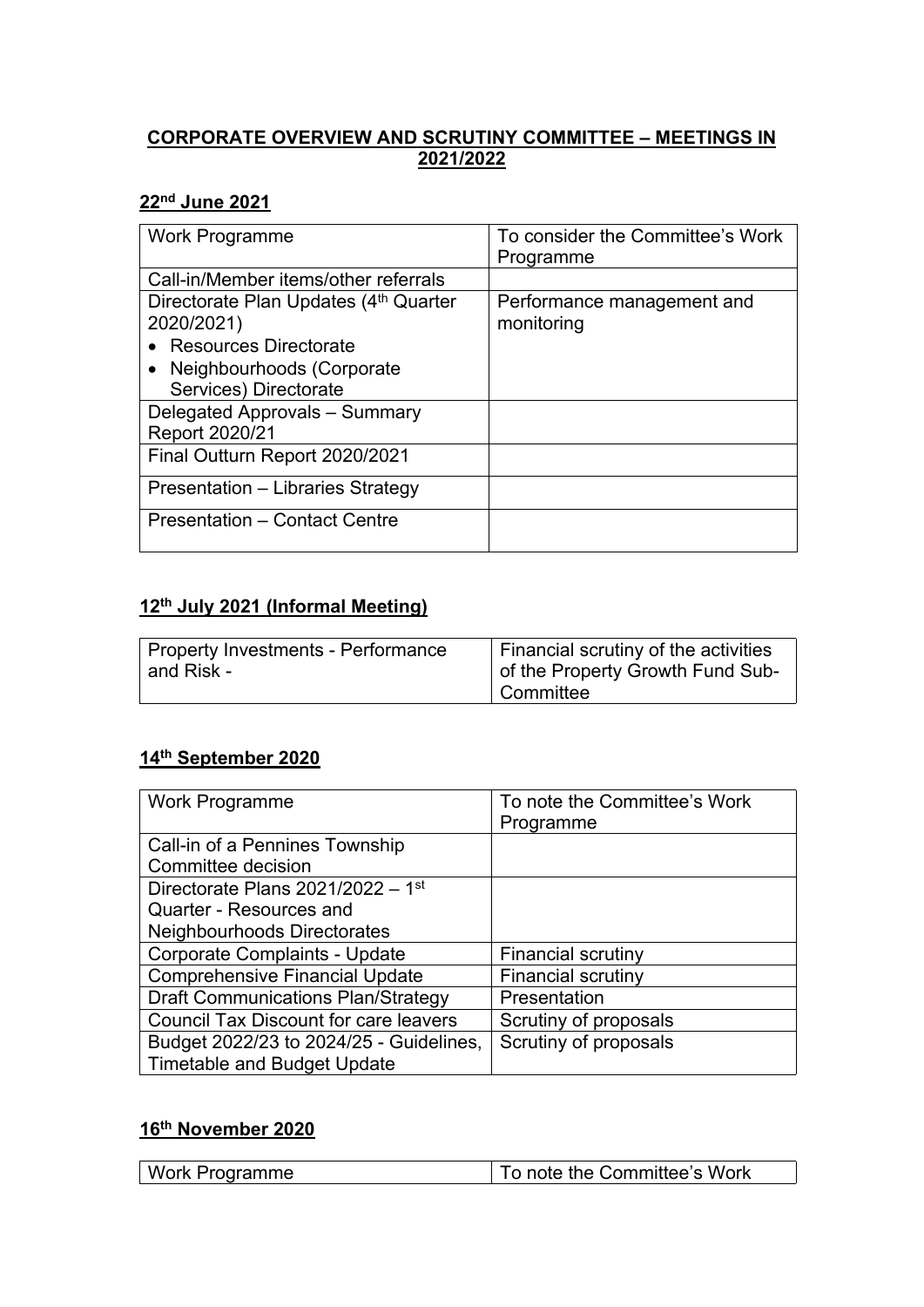**CORPORATE OVERVIEW AND SCRUTINY COMMITTEE – MEETINGS IN 2021/2022**

**22nd June 2021**

| | |
|---|---|
| Work Programme | To consider the Committee's Work Programme |
| Call-in/Member items/other referrals | |
| Directorate Plan Updates (4th Quarter 2020/2021)<br>• Resources Directorate<br>• Neighbourhoods (Corporate Services) Directorate | Performance management and monitoring |
| Delegated Approvals – Summary Report 2020/21 | |
| Final Outturn Report 2020/2021 | |
| Presentation – Libraries Strategy | |
| Presentation – Contact Centre | |

**12th July 2021 (Informal Meeting)**

| | |
|---|---|
| Property Investments - Performance and Risk - | Financial scrutiny of the activities of the Property Growth Fund Sub-Committee |

**14th September 2020**

| | |
|---|---|
| Work Programme | To note the Committee's Work Programme |
| Call-in of a Pennines Township Committee decision | |
| Directorate Plans 2021/2022 – 1st Quarter - Resources and Neighbourhoods Directorates | |
| Corporate Complaints - Update | Financial scrutiny |
| Comprehensive Financial Update | Financial scrutiny |
| Draft Communications Plan/Strategy | Presentation |
| Council Tax Discount for care leavers | Scrutiny of proposals |
| Budget 2022/23 to 2024/25 - Guidelines, Timetable and Budget Update | Scrutiny of proposals |

**16th November 2020**

| | |
|---|---|
| Work Programme | To note the Committee's Work |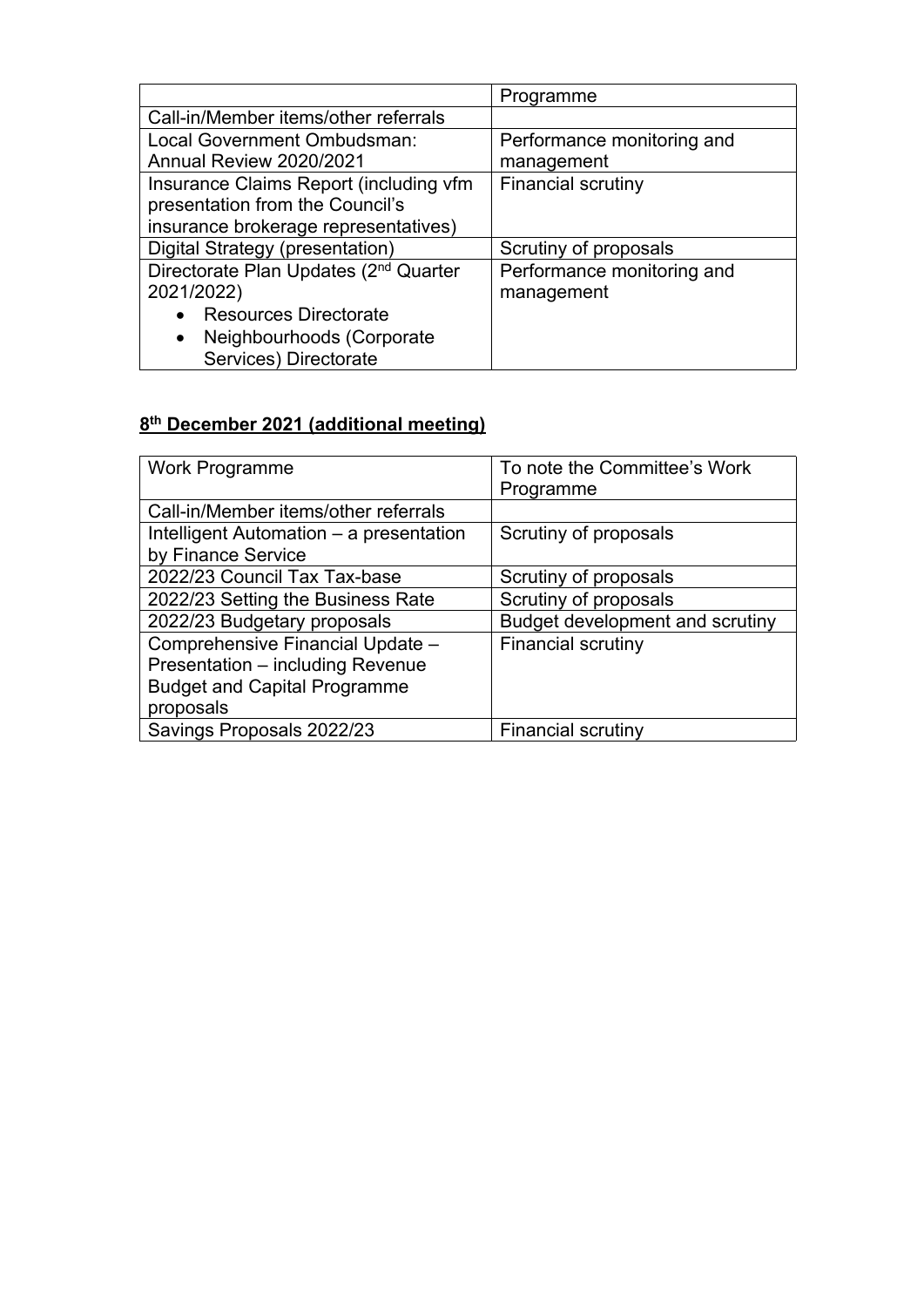| | |
|---|---|
| | Programme |
| Call-in/Member items/other referrals | |
| Local Government Ombudsman: Annual Review 2020/2021 | Performance monitoring and management |
| Insurance Claims Report (including vfm presentation from the Council's insurance brokerage representatives) | Financial scrutiny |
| Digital Strategy (presentation) | Scrutiny of proposals |
| Directorate Plan Updates (2nd Quarter 2021/2022)<br>• Resources Directorate<br>• Neighbourhoods (Corporate Services) Directorate | Performance monitoring and management |

## 8th December 2021 (additional meeting)

| | |
|---|---|
| Work Programme | To note the Committee's Work Programme |
| Call-in/Member items/other referrals | |
| Intelligent Automation – a presentation by Finance Service | Scrutiny of proposals |
| 2022/23 Council Tax Tax-base | Scrutiny of proposals |
| 2022/23 Setting the Business Rate | Scrutiny of proposals |
| 2022/23 Budgetary proposals | Budget development and scrutiny |
| Comprehensive Financial Update – Presentation – including Revenue Budget and Capital Programme proposals | Financial scrutiny |
| Savings Proposals 2022/23 | Financial scrutiny |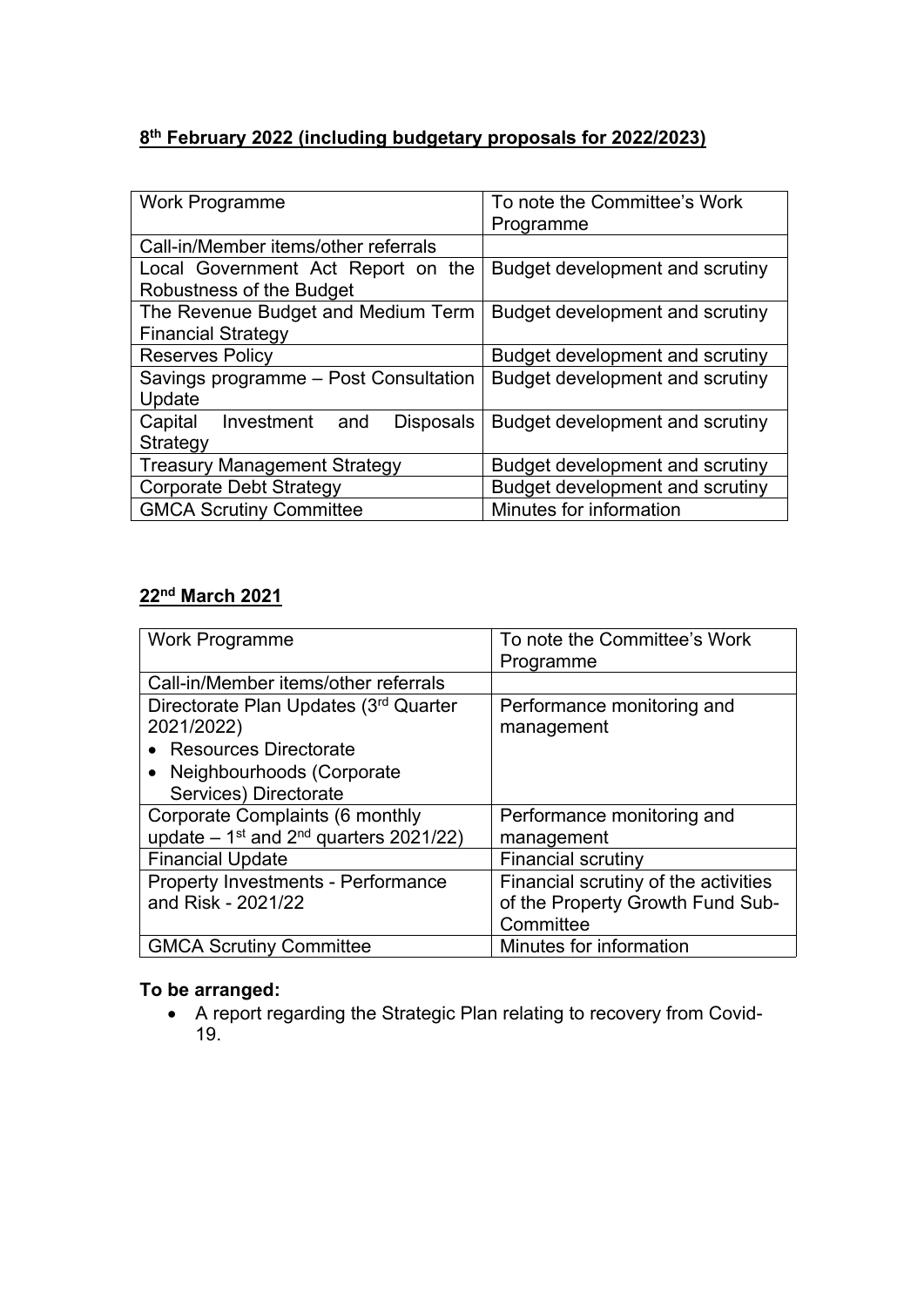**8th February 2022 (including budgetary proposals for 2022/2023)**

| | |
|---|---|
| Work Programme | To note the Committee's Work Programme |
| Call-in/Member items/other referrals | |
| Local Government Act Report on the Robustness of the Budget | Budget development and scrutiny |
| The Revenue Budget and Medium Term Financial Strategy | Budget development and scrutiny |
| Reserves Policy | Budget development and scrutiny |
| Savings programme – Post Consultation Update | Budget development and scrutiny |
| Capital Investment and Disposals Strategy | Budget development and scrutiny |
| Treasury Management Strategy | Budget development and scrutiny |
| Corporate Debt Strategy | Budget development and scrutiny |
| GMCA Scrutiny Committee | Minutes for information |

**22nd March 2021**

| | |
|---|---|
| Work Programme | To note the Committee's Work Programme |
| Call-in/Member items/other referrals | |
| Directorate Plan Updates (3rd Quarter 2021/2022)<br>• Resources Directorate<br>• Neighbourhoods (Corporate Services) Directorate | Performance monitoring and management |
| Corporate Complaints (6 monthly update – 1st and 2nd quarters 2021/22) | Performance monitoring and management |
| Financial Update | Financial scrutiny |
| Property Investments - Performance and Risk - 2021/22 | Financial scrutiny of the activities of the Property Growth Fund Sub-Committee |
| GMCA Scrutiny Committee | Minutes for information |

**To be arranged:**

- A report regarding the Strategic Plan relating to recovery from Covid-19.